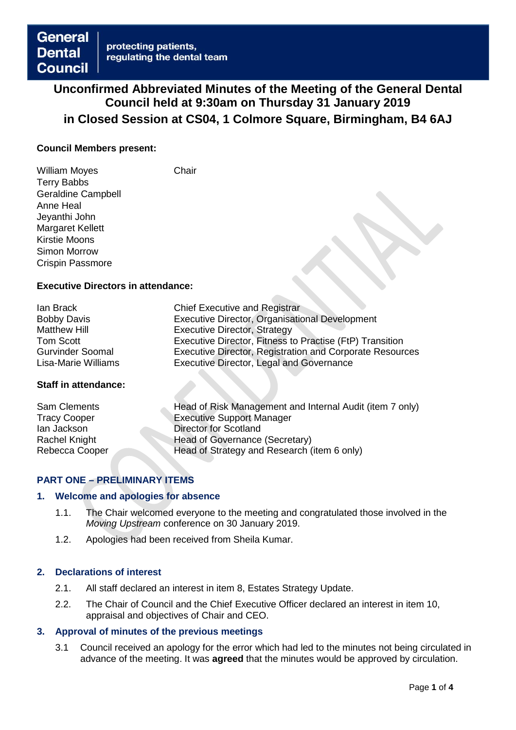**General Dental Council** | protecting patients, regulating the dental team

# Unconfirmed Abbreviated Minutes of the Meeting of the General Dental Council held at 9:30am on Thursday 31 January 2019 in Closed Session at CS04, 1 Colmore Square, Birmingham, B4 6AJ

**Council Members present:**

| | |
|---|---|
| William Moyes | Chair |
| Terry Babbs | |
| Geraldine Campbell | |
| Anne Heal | |
| Jeyanthi John | |
| Margaret Kellett | |
| Kirstie Moons | |
| Simon Morrow | |
| Crispin Passmore | |

**Executive Directors in attendance:**

| | |
|---|---|
| Ian Brack | Chief Executive and Registrar |
| Bobby Davis | Executive Director, Organisational Development |
| Matthew Hill | Executive Director, Strategy |
| Tom Scott | Executive Director, Fitness to Practise (FtP) Transition |
| Gurvinder Soomal | Executive Director, Registration and Corporate Resources |
| Lisa-Marie Williams | Executive Director, Legal and Governance |

**Staff in attendance:**

| | |
|---|---|
| Sam Clements | Head of Risk Management and Internal Audit (item 7 only) |
| Tracy Cooper | Executive Support Manager |
| Ian Jackson | Director for Scotland |
| Rachel Knight | Head of Governance (Secretary) |
| Rebecca Cooper | Head of Strategy and Research (item 6 only) |

## PART ONE – PRELIMINARY ITEMS

### 1. Welcome and apologies for absence

1.1. The Chair welcomed everyone to the meeting and congratulated those involved in the *Moving Upstream* conference on 30 January 2019.

1.2. Apologies had been received from Sheila Kumar.

### 2. Declarations of interest

2.1. All staff declared an interest in item 8, Estates Strategy Update.

2.2. The Chair of Council and the Chief Executive Officer declared an interest in item 10, appraisal and objectives of Chair and CEO.

### 3. Approval of minutes of the previous meetings

3.1 Council received an apology for the error which had led to the minutes not being circulated in advance of the meeting. It was **agreed** that the minutes would be approved by circulation.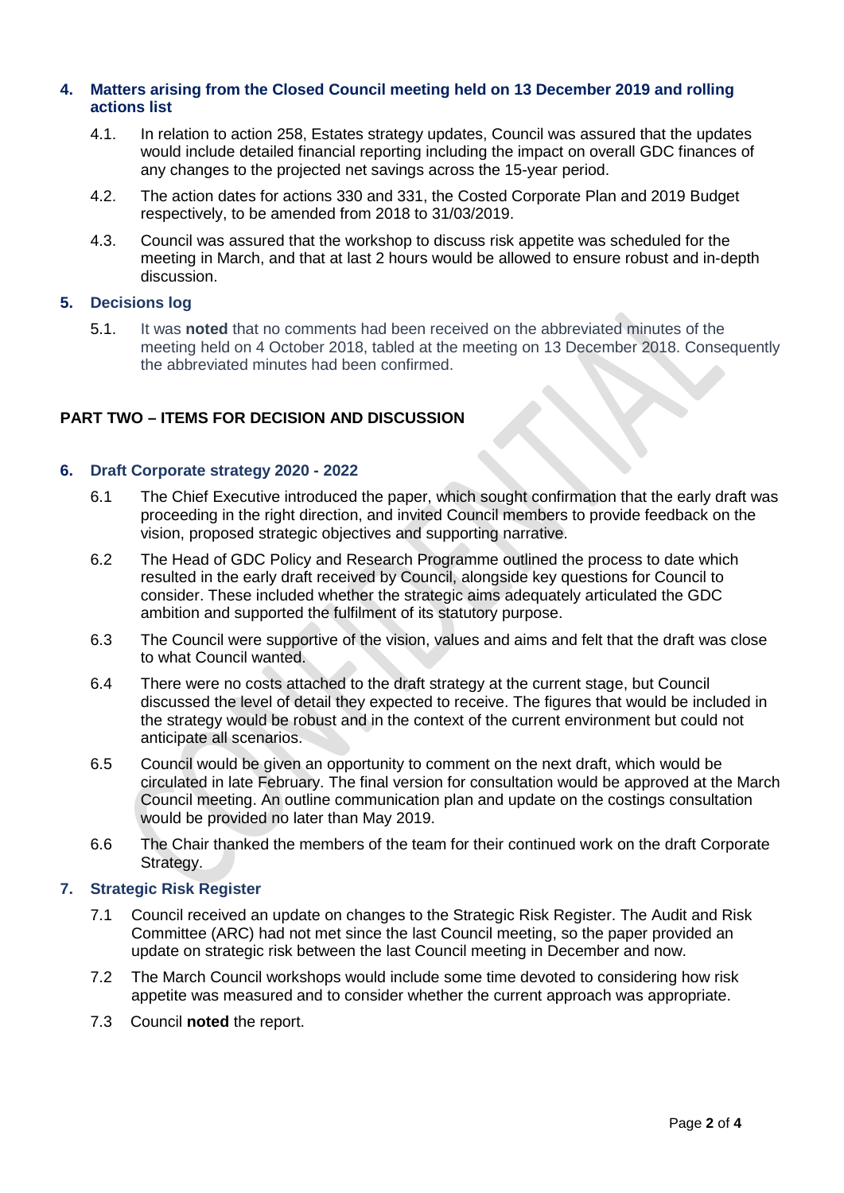## 4. Matters arising from the Closed Council meeting held on 13 December 2019 and rolling actions list

4.1. In relation to action 258, Estates strategy updates, Council was assured that the updates would include detailed financial reporting including the impact on overall GDC finances of any changes to the projected net savings across the 15-year period.

4.2. The action dates for actions 330 and 331, the Costed Corporate Plan and 2019 Budget respectively, to be amended from 2018 to 31/03/2019.

4.3. Council was assured that the workshop to discuss risk appetite was scheduled for the meeting in March, and that at last 2 hours would be allowed to ensure robust and in-depth discussion.

## 5. Decisions log

5.1. It was **noted** that no comments had been received on the abbreviated minutes of the meeting held on 4 October 2018, tabled at the meeting on 13 December 2018. Consequently the abbreviated minutes had been confirmed.

# PART TWO – ITEMS FOR DECISION AND DISCUSSION

## 6. Draft Corporate strategy 2020 - 2022

6.1 The Chief Executive introduced the paper, which sought confirmation that the early draft was proceeding in the right direction, and invited Council members to provide feedback on the vision, proposed strategic objectives and supporting narrative.

6.2 The Head of GDC Policy and Research Programme outlined the process to date which resulted in the early draft received by Council, alongside key questions for Council to consider. These included whether the strategic aims adequately articulated the GDC ambition and supported the fulfilment of its statutory purpose.

6.3 The Council were supportive of the vision, values and aims and felt that the draft was close to what Council wanted.

6.4 There were no costs attached to the draft strategy at the current stage, but Council discussed the level of detail they expected to receive. The figures that would be included in the strategy would be robust and in the context of the current environment but could not anticipate all scenarios.

6.5 Council would be given an opportunity to comment on the next draft, which would be circulated in late February. The final version for consultation would be approved at the March Council meeting. An outline communication plan and update on the costings consultation would be provided no later than May 2019.

6.6 The Chair thanked the members of the team for their continued work on the draft Corporate Strategy.

## 7. Strategic Risk Register

7.1 Council received an update on changes to the Strategic Risk Register. The Audit and Risk Committee (ARC) had not met since the last Council meeting, so the paper provided an update on strategic risk between the last Council meeting in December and now.

7.2 The March Council workshops would include some time devoted to considering how risk appetite was measured and to consider whether the current approach was appropriate.

7.3 Council **noted** the report.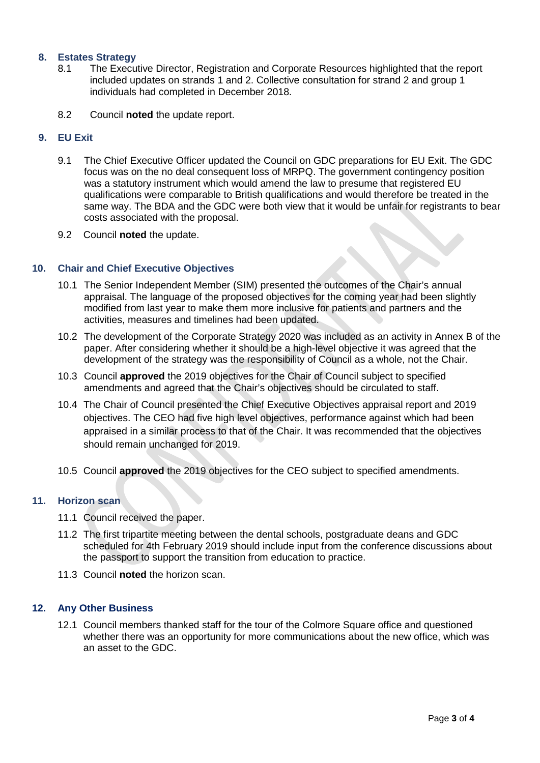## 8. Estates Strategy

8.1 The Executive Director, Registration and Corporate Resources highlighted that the report included updates on strands 1 and 2. Collective consultation for strand 2 and group 1 individuals had completed in December 2018.

8.2 Council **noted** the update report.

## 9. EU Exit

9.1 The Chief Executive Officer updated the Council on GDC preparations for EU Exit. The GDC focus was on the no deal consequent loss of MRPQ. The government contingency position was a statutory instrument which would amend the law to presume that registered EU qualifications were comparable to British qualifications and would therefore be treated in the same way. The BDA and the GDC were both view that it would be unfair for registrants to bear costs associated with the proposal.

9.2 Council **noted** the update.

## 10. Chair and Chief Executive Objectives

10.1 The Senior Independent Member (SIM) presented the outcomes of the Chair's annual appraisal. The language of the proposed objectives for the coming year had been slightly modified from last year to make them more inclusive for patients and partners and the activities, measures and timelines had been updated.

10.2 The development of the Corporate Strategy 2020 was included as an activity in Annex B of the paper. After considering whether it should be a high-level objective it was agreed that the development of the strategy was the responsibility of Council as a whole, not the Chair.

10.3 Council **approved** the 2019 objectives for the Chair of Council subject to specified amendments and agreed that the Chair's objectives should be circulated to staff.

10.4 The Chair of Council presented the Chief Executive Objectives appraisal report and 2019 objectives. The CEO had five high level objectives, performance against which had been appraised in a similar process to that of the Chair. It was recommended that the objectives should remain unchanged for 2019.

10.5 Council **approved** the 2019 objectives for the CEO subject to specified amendments.

## 11. Horizon scan

11.1 Council received the paper.

11.2 The first tripartite meeting between the dental schools, postgraduate deans and GDC scheduled for 4th February 2019 should include input from the conference discussions about the passport to support the transition from education to practice.

11.3 Council **noted** the horizon scan.

## 12. Any Other Business

12.1 Council members thanked staff for the tour of the Colmore Square office and questioned whether there was an opportunity for more communications about the new office, which was an asset to the GDC.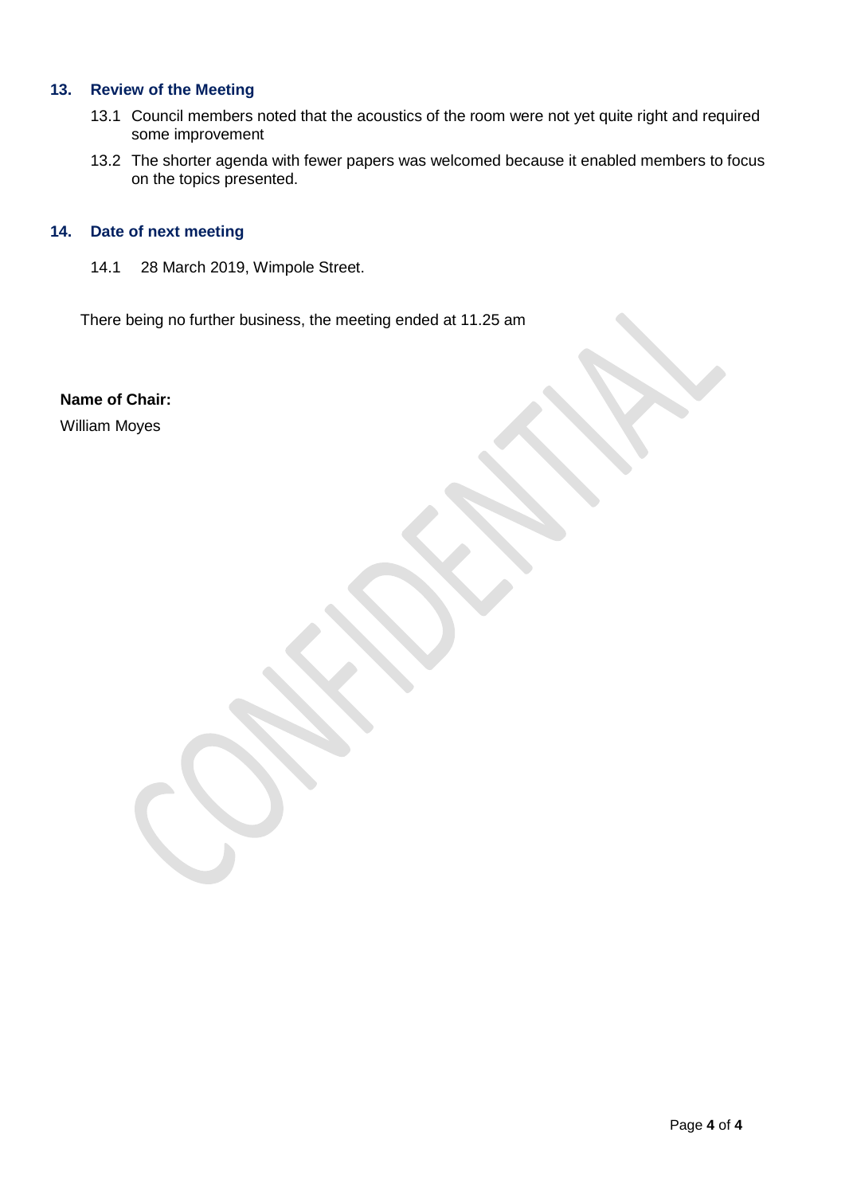## 13. Review of the Meeting

13.1 Council members noted that the acoustics of the room were not yet quite right and required some improvement

13.2 The shorter agenda with fewer papers was welcomed because it enabled members to focus on the topics presented.

## 14. Date of next meeting

14.1 28 March 2019, Wimpole Street.

There being no further business, the meeting ended at 11.25 am

**Name of Chair:**

William Moyes